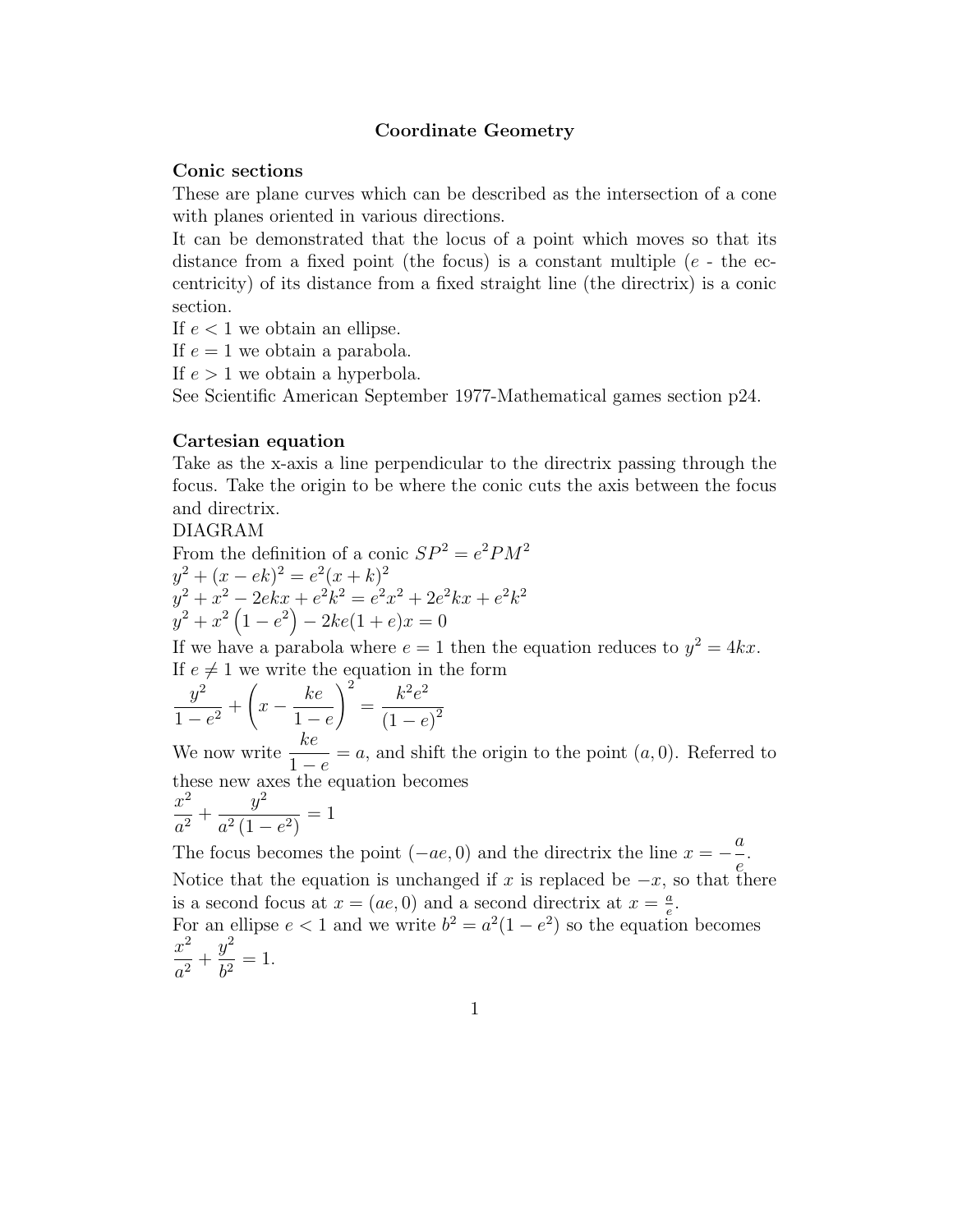# Coordinate Geometry

## Conic sections

These are plane curves which can be described as the intersection of a cone with planes oriented in various directions.
It can be demonstrated that the locus of a point which moves so that its distance from a fixed point (the focus) is a constant multiple ($e$ - the eccentricity) of its distance from a fixed straight line (the directrix) is a conic section.
If $e < 1$ we obtain an ellipse.
If $e = 1$ we obtain a parabola.
If $e > 1$ we obtain a hyperbola.
See Scientific American September 1977-Mathematical games section p24.

## Cartesian equation

Take as the x-axis a line perpendicular to the directrix passing through the focus. Take the origin to be where the conic cuts the axis between the focus and directrix.
DIAGRAM
From the definition of a conic $SP^2 = e^2 PM^2$
$y^2 + (x - ek)^2 = e^2(x + k)^2$
$y^2 + x^2 - 2ekx + e^2k^2 = e^2x^2 + 2e^2kx + e^2k^2$
$y^2 + x^2\left(1 - e^2\right) - 2ke(1 + e)x = 0$
If we have a parabola where $e = 1$ then the equation reduces to $y^2 = 4kx$.
If $e \neq 1$ we write the equation in the form
$$\frac{y^2}{1 - e^2} + \left(x - \frac{ke}{1 - e}\right)^2 = \frac{k^2e^2}{(1 - e)^2}$$
We now write $\dfrac{ke}{1 - e} = a$, and shift the origin to the point $(a, 0)$. Referred to these new axes the equation becomes
$$\frac{x^2}{a^2} + \frac{y^2}{a^2\left(1 - e^2\right)} = 1$$
The focus becomes the point $(-ae, 0)$ and the directrix the line $x = -\dfrac{a}{e}$.
Notice that the equation is unchanged if $x$ is replaced be $-x$, so that there is a second focus at $x = (ae, 0)$ and a second directrix at $x = \frac{a}{e}$.
For an ellipse $e < 1$ and we write $b^2 = a^2(1 - e^2)$ so the equation becomes
$$\frac{x^2}{a^2} + \frac{y^2}{b^2} = 1.$$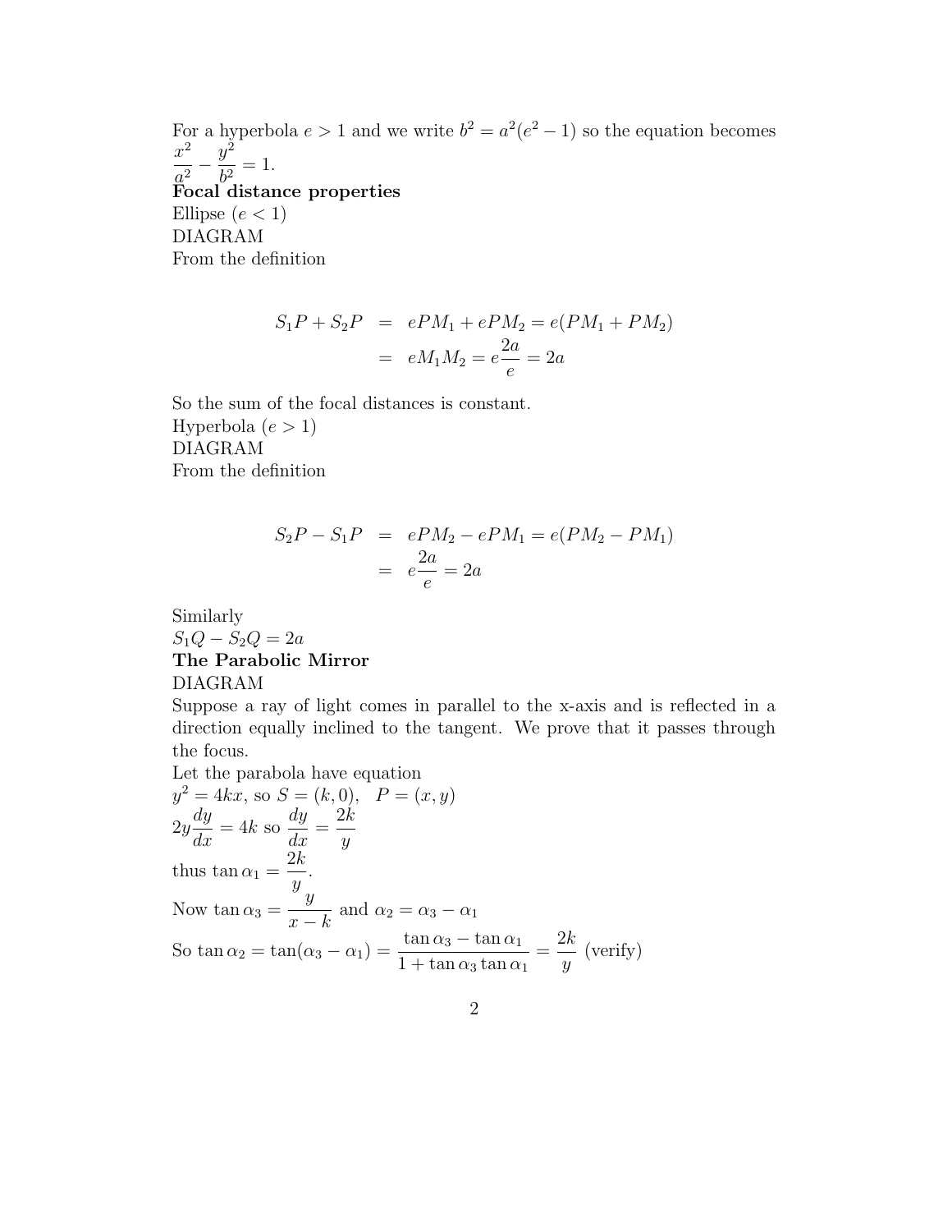For a hyperbola $e > 1$ and we write $b^2 = a^2(e^2 - 1)$ so the equation becomes $\dfrac{x^2}{a^2} - \dfrac{y^2}{b^2} = 1$.

**Focal distance properties**

Ellipse ($e < 1$)

DIAGRAM

From the definition

$$\begin{aligned} S_1P + S_2P &= ePM_1 + ePM_2 = e(PM_1 + PM_2) \\ &= eM_1M_2 = e\frac{2a}{e} = 2a \end{aligned}$$

So the sum of the focal distances is constant.

Hyperbola ($e > 1$)

DIAGRAM

From the definition

$$\begin{aligned} S_2P - S_1P &= ePM_2 - ePM_1 = e(PM_2 - PM_1) \\ &= e\frac{2a}{e} = 2a \end{aligned}$$

Similarly

$S_1Q - S_2Q = 2a$

**The Parabolic Mirror**

DIAGRAM

Suppose a ray of light comes in parallel to the x-axis and is reflected in a direction equally inclined to the tangent. We prove that it passes through the focus.

Let the parabola have equation

$y^2 = 4kx$, so $S = (k, 0), \quad P = (x, y)$

$2y\dfrac{dy}{dx} = 4k$ so $\dfrac{dy}{dx} = \dfrac{2k}{y}$

thus $\tan\alpha_1 = \dfrac{2k}{y}$.

Now $\tan\alpha_3 = \dfrac{y}{x-k}$ and $\alpha_2 = \alpha_3 - \alpha_1$

So $\tan\alpha_2 = \tan(\alpha_3 - \alpha_1) = \dfrac{\tan\alpha_3 - \tan\alpha_1}{1 + \tan\alpha_3 \tan\alpha_1} = \dfrac{2k}{y}$ (verify)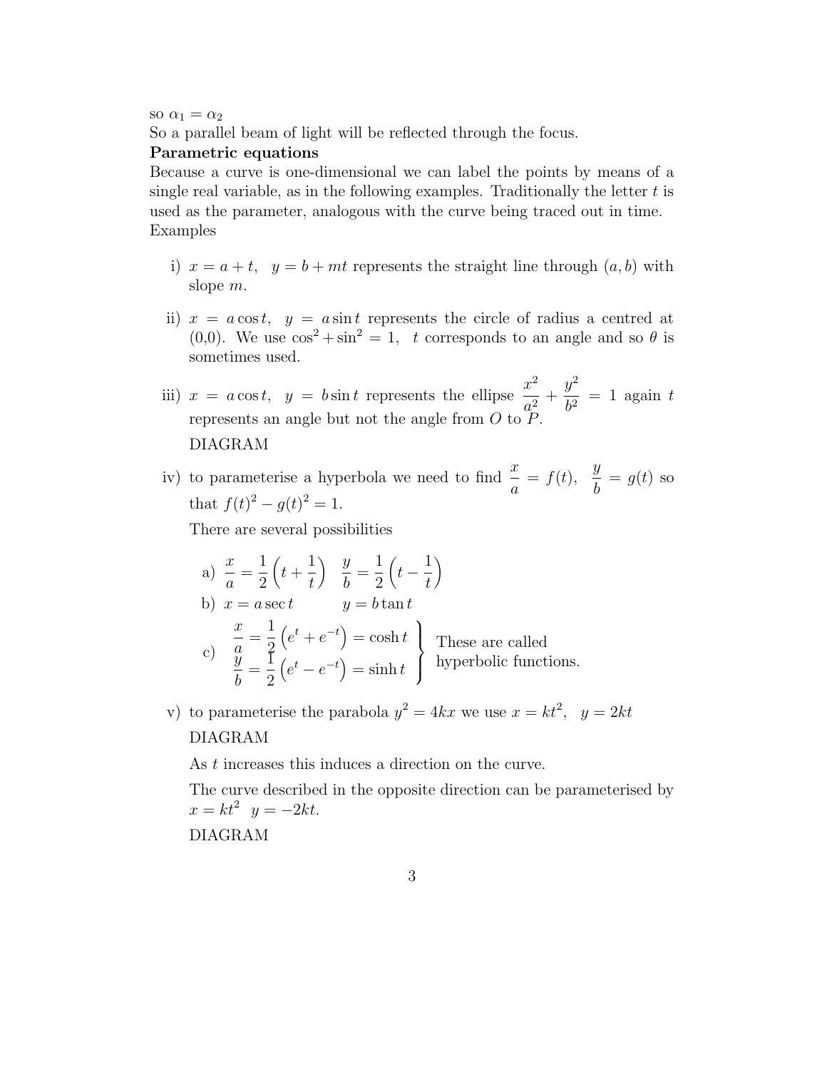so $\alpha_1 = \alpha_2$

So a parallel beam of light will be reflected through the focus.

**Parametric equations**

Because a curve is one-dimensional we can label the points by means of a single real variable, as in the following examples. Traditionally the letter $t$ is used as the parameter, analogous with the curve being traced out in time.

Examples

i) $x = a + t, \quad y = b + mt$ represents the straight line through $(a, b)$ with slope $m$.

ii) $x = a\cos t, \quad y = a\sin t$ represents the circle of radius a centred at (0,0). We use $\cos^2 + \sin^2 = 1, \quad t$ corresponds to an angle and so $\theta$ is sometimes used.

iii) $x = a\cos t, \quad y = b\sin t$ represents the ellipse $\dfrac{x^2}{a^2} + \dfrac{y^2}{b^2} = 1$ again $t$ represents an angle but not the angle from $O$ to $P$.

DIAGRAM

iv) to parameterise a hyperbola we need to find $\dfrac{x}{a} = f(t), \quad \dfrac{y}{b} = g(t)$ so that $f(t)^2 - g(t)^2 = 1$.

There are several possibilities

a) $\dfrac{x}{a} = \dfrac{1}{2}\left(t + \dfrac{1}{t}\right) \quad \dfrac{y}{b} = \dfrac{1}{2}\left(t - \dfrac{1}{t}\right)$

b) $x = a\sec t \qquad y = b\tan t$

c) $$\left.\begin{aligned} \frac{x}{a} &= \frac{1}{2}\left(e^t + e^{-t}\right) = \cosh t \\ \frac{y}{b} &= \frac{1}{2}\left(e^t - e^{-t}\right) = \sinh t \end{aligned}\right\}$$ These are called hyperbolic functions.

v) to parameterise the parabola $y^2 = 4kx$ we use $x = kt^2, \quad y = 2kt$

DIAGRAM

As $t$ increases this induces a direction on the curve.

The curve described in the opposite direction can be parameterised by $x = kt^2 \quad y = -2kt$.

DIAGRAM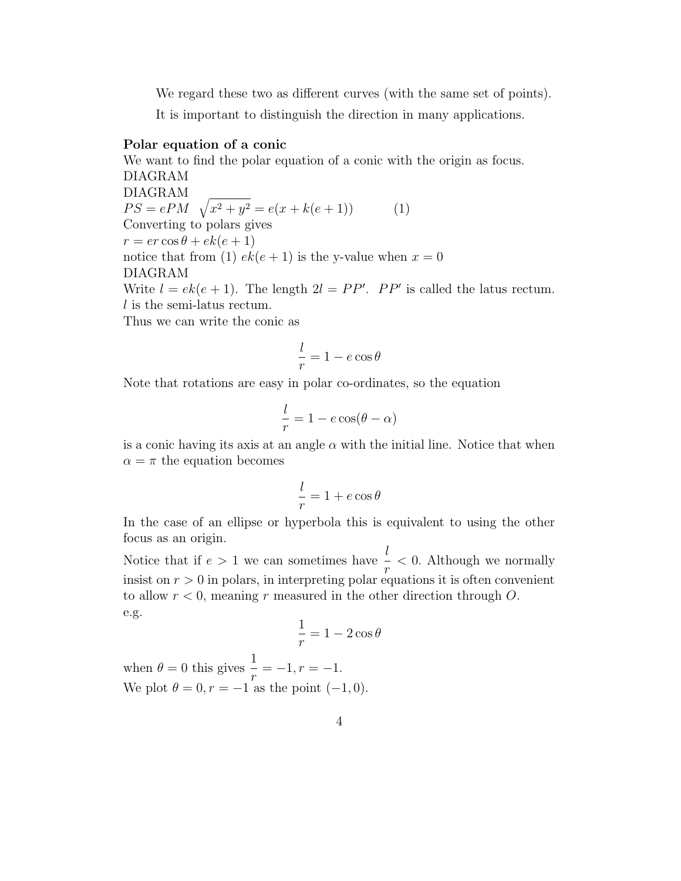We regard these two as different curves (with the same set of points).

It is important to distinguish the direction in many applications.

**Polar equation of a conic**

We want to find the polar equation of a conic with the origin as focus.
DIAGRAM
DIAGRAM
$PS = ePM$ $\sqrt{x^2 + y^2} = e(x + k(e+1))$ (1)
Converting to polars gives
$r = er\cos\theta + ek(e+1)$
notice that from (1) $ek(e+1)$ is the y-value when $x = 0$
DIAGRAM
Write $l = ek(e+1)$. The length $2l = PP'$. $PP'$ is called the latus rectum. $l$ is the semi-latus rectum.
Thus we can write the conic as

$$\frac{l}{r} = 1 - e\cos\theta$$

Note that rotations are easy in polar co-ordinates, so the equation

$$\frac{l}{r} = 1 - e\cos(\theta - \alpha)$$

is a conic having its axis at an angle $\alpha$ with the initial line. Notice that when $\alpha = \pi$ the equation becomes

$$\frac{l}{r} = 1 + e\cos\theta$$

In the case of an ellipse or hyperbola this is equivalent to using the other focus as an origin.

Notice that if $e > 1$ we can sometimes have $\frac{l}{r} < 0$. Although we normally insist on $r > 0$ in polars, in interpreting polar equations it is often convenient to allow $r < 0$, meaning $r$ measured in the other direction through $O$.
e.g.

$$\frac{1}{r} = 1 - 2\cos\theta$$

when $\theta = 0$ this gives $\frac{1}{r} = -1, r = -1$.
We plot $\theta = 0, r = -1$ as the point $(-1, 0)$.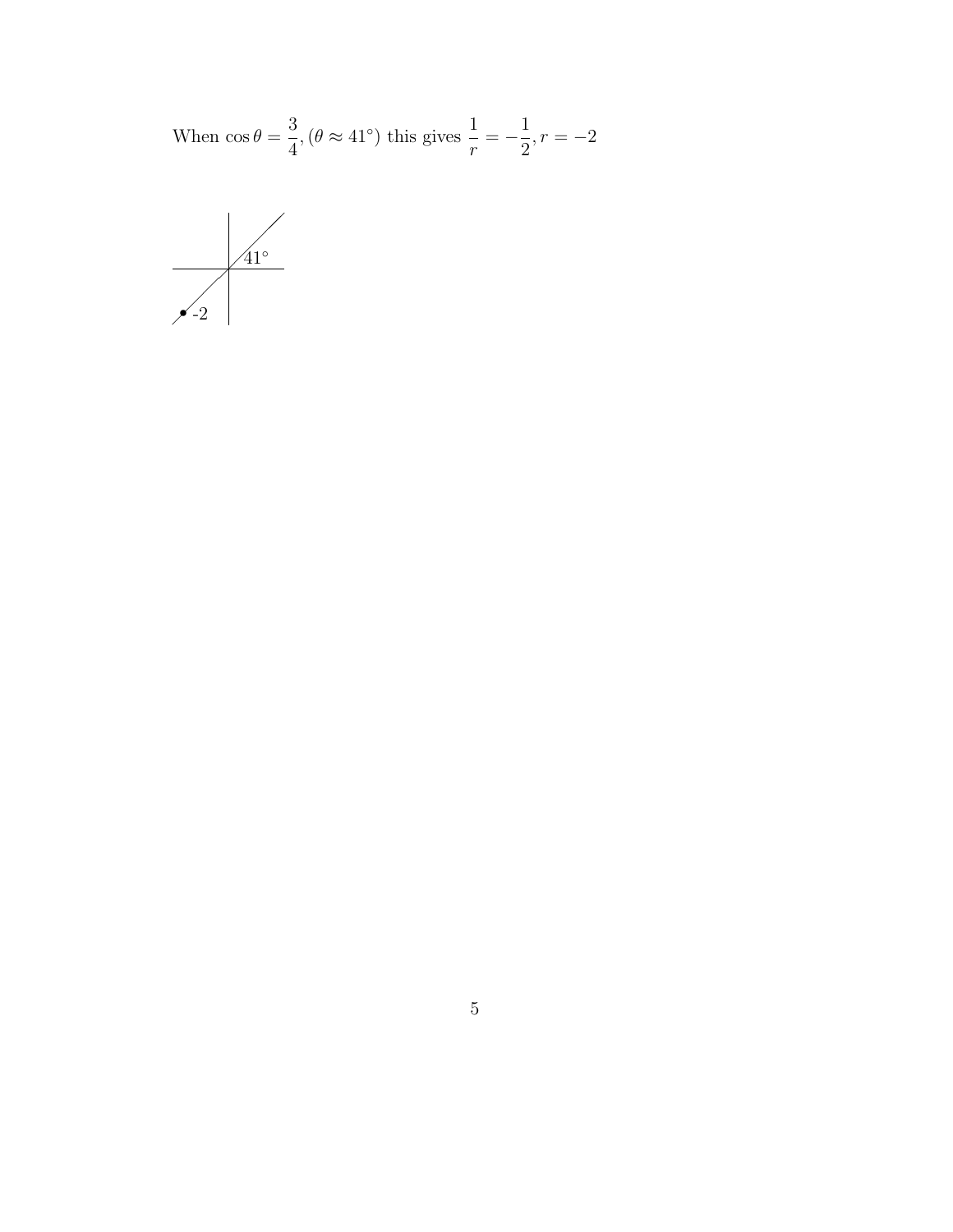When $\cos\theta = \dfrac{3}{4}, (\theta \approx 41^\circ)$ this gives $\dfrac{1}{r} = -\dfrac{1}{2}, r = -2$

$41^\circ$

-2